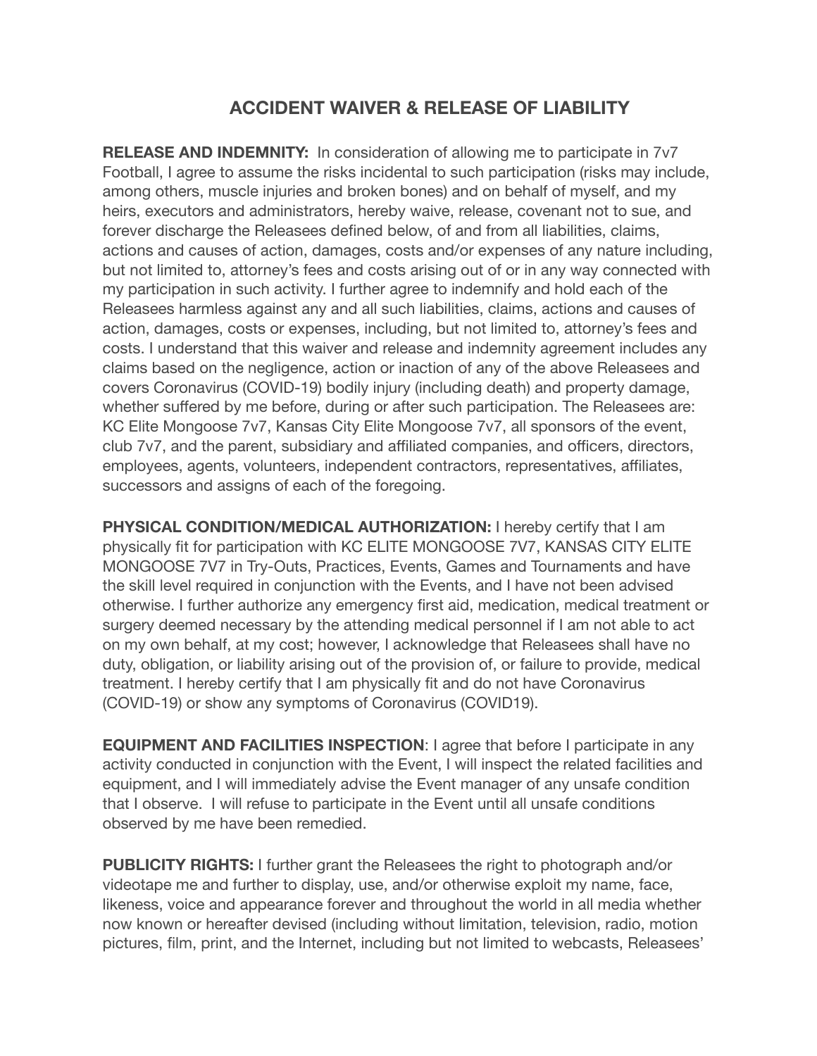# ACCIDENT WAIVER & RELEASE OF LIABILITY

**RELEASE AND INDEMNITY:** In consideration of allowing me to participate in 7v7 Football, I agree to assume the risks incidental to such participation (risks may include, among others, muscle injuries and broken bones) and on behalf of myself, and my heirs, executors and administrators, hereby waive, release, covenant not to sue, and forever discharge the Releasees defined below, of and from all liabilities, claims, actions and causes of action, damages, costs and/or expenses of any nature including, but not limited to, attorney's fees and costs arising out of or in any way connected with my participation in such activity. I further agree to indemnify and hold each of the Releasees harmless against any and all such liabilities, claims, actions and causes of action, damages, costs or expenses, including, but not limited to, attorney's fees and costs. I understand that this waiver and release and indemnity agreement includes any claims based on the negligence, action or inaction of any of the above Releasees and covers Coronavirus (COVID-19) bodily injury (including death) and property damage, whether suffered by me before, during or after such participation. The Releasees are: KC Elite Mongoose 7v7, Kansas City Elite Mongoose 7v7, all sponsors of the event, club 7v7, and the parent, subsidiary and affiliated companies, and officers, directors, employees, agents, volunteers, independent contractors, representatives, affiliates, successors and assigns of each of the foregoing.

**PHYSICAL CONDITION/MEDICAL AUTHORIZATION:** I hereby certify that I am physically fit for participation with KC ELITE MONGOOSE 7V7, KANSAS CITY ELITE MONGOOSE 7V7 in Try-Outs, Practices, Events, Games and Tournaments and have the skill level required in conjunction with the Events, and I have not been advised otherwise. I further authorize any emergency first aid, medication, medical treatment or surgery deemed necessary by the attending medical personnel if I am not able to act on my own behalf, at my cost; however, I acknowledge that Releasees shall have no duty, obligation, or liability arising out of the provision of, or failure to provide, medical treatment. I hereby certify that I am physically fit and do not have Coronavirus (COVID-19) or show any symptoms of Coronavirus (COVID19).

**EQUIPMENT AND FACILITIES INSPECTION**: I agree that before I participate in any activity conducted in conjunction with the Event, I will inspect the related facilities and equipment, and I will immediately advise the Event manager of any unsafe condition that I observe. I will refuse to participate in the Event until all unsafe conditions observed by me have been remedied.

**PUBLICITY RIGHTS:** I further grant the Releasees the right to photograph and/or videotape me and further to display, use, and/or otherwise exploit my name, face, likeness, voice and appearance forever and throughout the world in all media whether now known or hereafter devised (including without limitation, television, radio, motion pictures, film, print, and the Internet, including but not limited to webcasts, Releasees'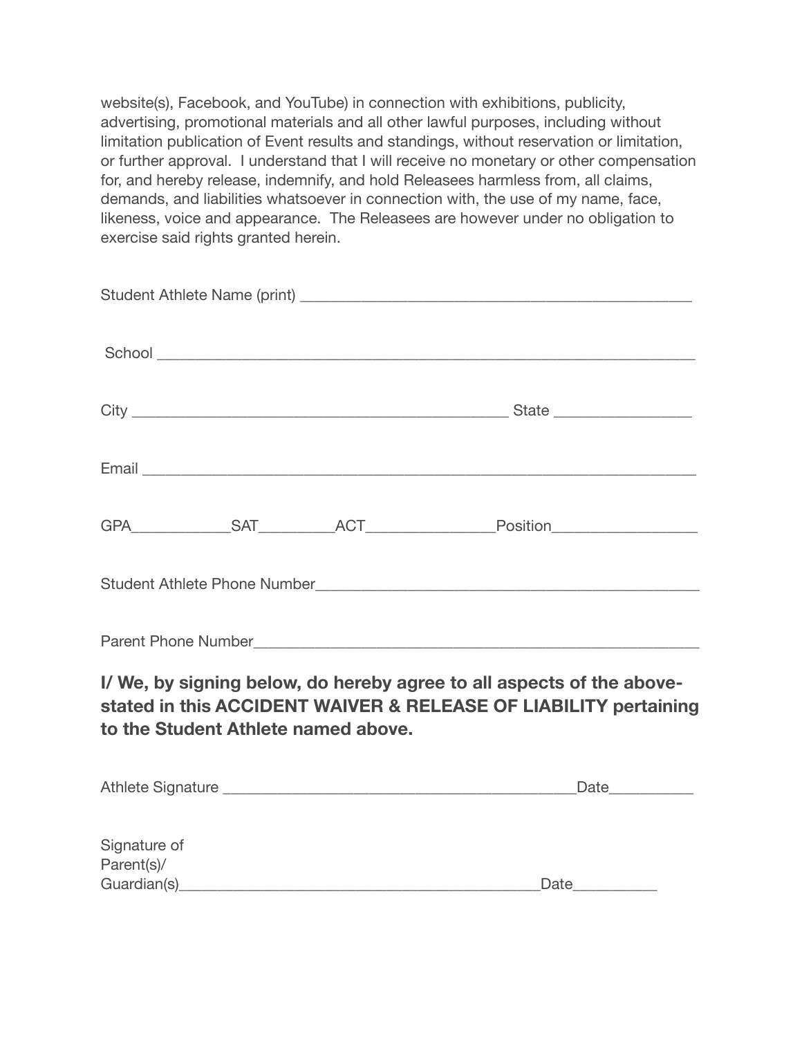website(s), Facebook, and YouTube) in connection with exhibitions, publicity, advertising, promotional materials and all other lawful purposes, including without limitation publication of Event results and standings, without reservation or limitation, or further approval. I understand that I will receive no monetary or other compensation for, and hereby release, indemnify, and hold Releasees harmless from, all claims, demands, and liabilities whatsoever in connection with, the use of my name, face, likeness, voice and appearance. The Releasees are however under no obligation to exercise said rights granted herein.

Student Athlete Name (print) ___________________________________________________

School _________________________________________________________________

City _________________________________________________ State _________________

Email __________________________________________________________________

GPA____________SAT_________ACT_______________Position__________________

Student Athlete Phone Number__________________________________________________

Parent Phone Number_________________________________________________________

**I/ We, by signing below, do hereby agree to all aspects of the above-stated in this ACCIDENT WAIVER & RELEASE OF LIABILITY pertaining to the Student Athlete named above.**

Athlete Signature ______________________________________________Date__________

Signature of Parent(s)/ Guardian(s)______________________________________________Date__________